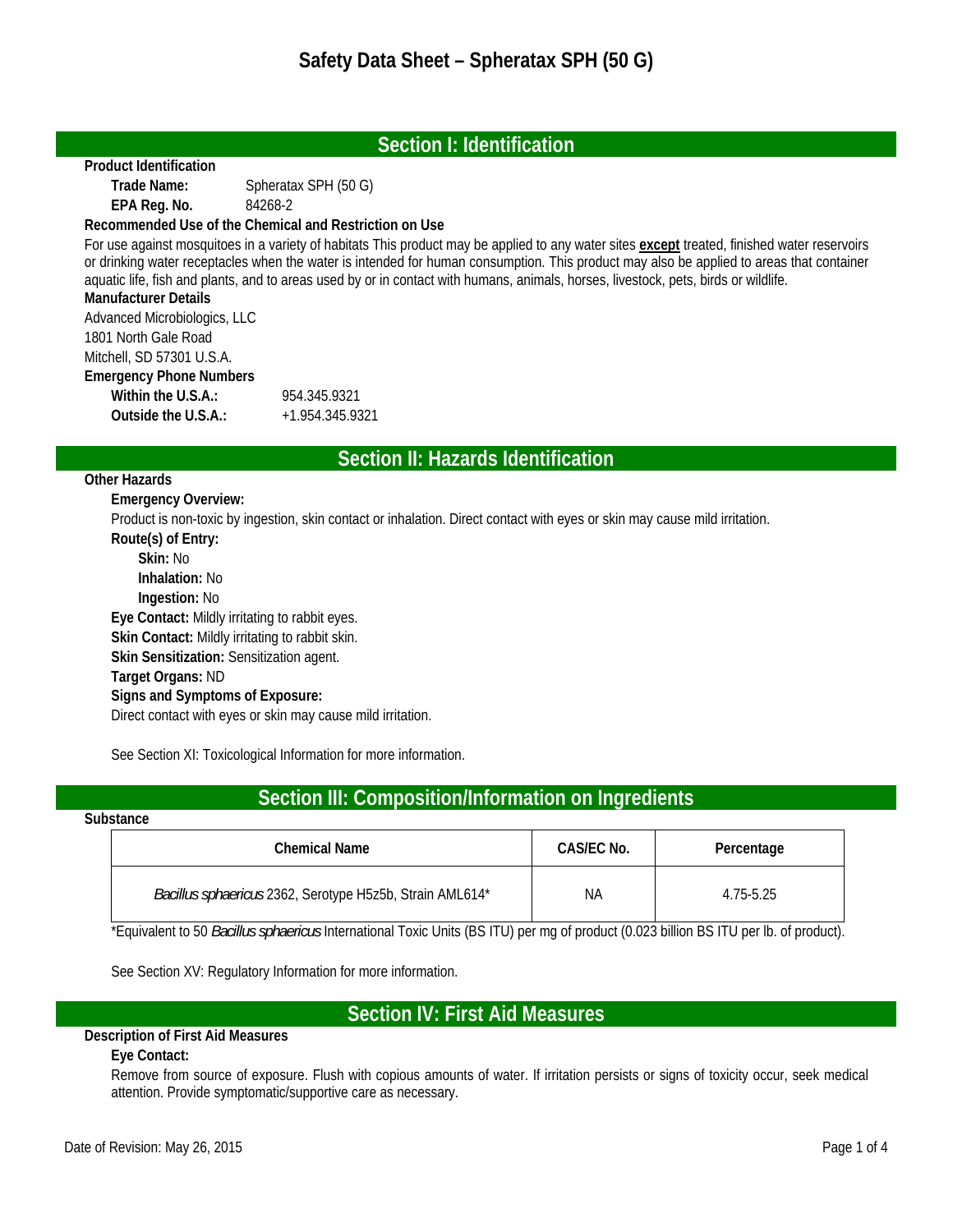# Safety Data Sheet – Spheratax SPH (50 G)

## Section I: Identification

**Product Identification**

**Trade Name:** Spheratax SPH (50 G)

**EPA Reg. No.** 84268-2

**Recommended Use of the Chemical and Restriction on Use**

For use against mosquitoes in a variety of habitats This product may be applied to any water sites **except** treated, finished water reservoirs or drinking water receptacles when the water is intended for human consumption. This product may also be applied to areas that container aquatic life, fish and plants, and to areas used by or in contact with humans, animals, horses, livestock, pets, birds or wildlife.

**Manufacturer Details**

Advanced Microbiologics, LLC
1801 North Gale Road
Mitchell, SD 57301 U.S.A.

**Emergency Phone Numbers**

**Within the U.S.A.:** 954.345.9321

**Outside the U.S.A.:** +1.954.345.9321

## Section II: Hazards Identification

**Other Hazards**

**Emergency Overview:**

Product is non-toxic by ingestion, skin contact or inhalation. Direct contact with eyes or skin may cause mild irritation.

**Route(s) of Entry:**

- **Skin:** No
- **Inhalation:** No
- **Ingestion:** No

**Eye Contact:** Mildly irritating to rabbit eyes.

**Skin Contact:** Mildly irritating to rabbit skin.

**Skin Sensitization:** Sensitization agent.

**Target Organs:** ND

**Signs and Symptoms of Exposure:**

Direct contact with eyes or skin may cause mild irritation.

See Section XI: Toxicological Information for more information.

## Section III: Composition/Information on Ingredients

**Substance**

| Chemical Name | CAS/EC No. | Percentage |
|---|---|---|
| *Bacillus sphaericus* 2362, Serotype H5z5b, Strain AML614* | NA | 4.75-5.25 |

*Equivalent to 50 *Bacillus sphaericus* International Toxic Units (BS ITU) per mg of product (0.023 billion BS ITU per lb. of product).

See Section XV: Regulatory Information for more information.

## Section IV: First Aid Measures

**Description of First Aid Measures**

**Eye Contact:**

Remove from source of exposure. Flush with copious amounts of water. If irritation persists or signs of toxicity occur, seek medical attention. Provide symptomatic/supportive care as necessary.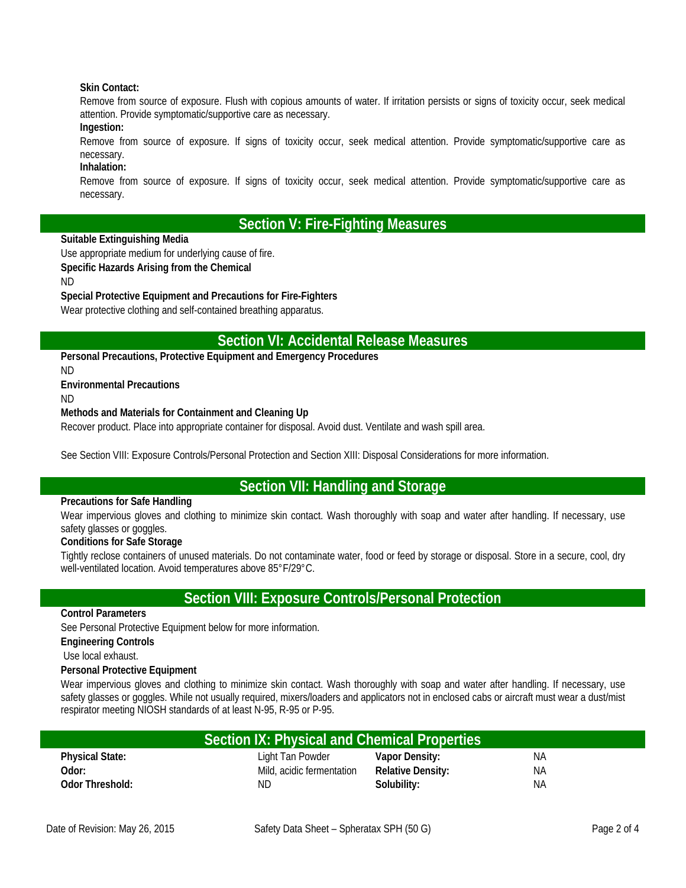**Skin Contact:**

Remove from source of exposure. Flush with copious amounts of water. If irritation persists or signs of toxicity occur, seek medical attention. Provide symptomatic/supportive care as necessary.

**Ingestion:**

Remove from source of exposure. If signs of toxicity occur, seek medical attention. Provide symptomatic/supportive care as necessary.

**Inhalation:**

Remove from source of exposure. If signs of toxicity occur, seek medical attention. Provide symptomatic/supportive care as necessary.

## Section V: Fire-Fighting Measures

**Suitable Extinguishing Media**

Use appropriate medium for underlying cause of fire.

**Specific Hazards Arising from the Chemical**

ND

**Special Protective Equipment and Precautions for Fire-Fighters**

Wear protective clothing and self-contained breathing apparatus.

## Section VI: Accidental Release Measures

**Personal Precautions, Protective Equipment and Emergency Procedures**

ND

**Environmental Precautions**

ND

**Methods and Materials for Containment and Cleaning Up**

Recover product. Place into appropriate container for disposal. Avoid dust. Ventilate and wash spill area.

See Section VIII: Exposure Controls/Personal Protection and Section XIII: Disposal Considerations for more information.

## Section VII: Handling and Storage

**Precautions for Safe Handling**

Wear impervious gloves and clothing to minimize skin contact. Wash thoroughly with soap and water after handling. If necessary, use safety glasses or goggles.

**Conditions for Safe Storage**

Tightly reclose containers of unused materials. Do not contaminate water, food or feed by storage or disposal. Store in a secure, cool, dry well-ventilated location. Avoid temperatures above 85°F/29°C.

## Section VIII: Exposure Controls/Personal Protection

**Control Parameters**

See Personal Protective Equipment below for more information.

**Engineering Controls**

Use local exhaust.

**Personal Protective Equipment**

Wear impervious gloves and clothing to minimize skin contact. Wash thoroughly with soap and water after handling. If necessary, use safety glasses or goggles. While not usually required, mixers/loaders and applicators not in enclosed cabs or aircraft must wear a dust/mist respirator meeting NIOSH standards of at least N-95, R-95 or P-95.

## Section IX: Physical and Chemical Properties

| | | | |
|---|---|---|---|
| **Physical State:** | Light Tan Powder | **Vapor Density:** | NA |
| **Odor:** | Mild, acidic fermentation | **Relative Density:** | NA |
| **Odor Threshold:** | ND | **Solubility:** | NA |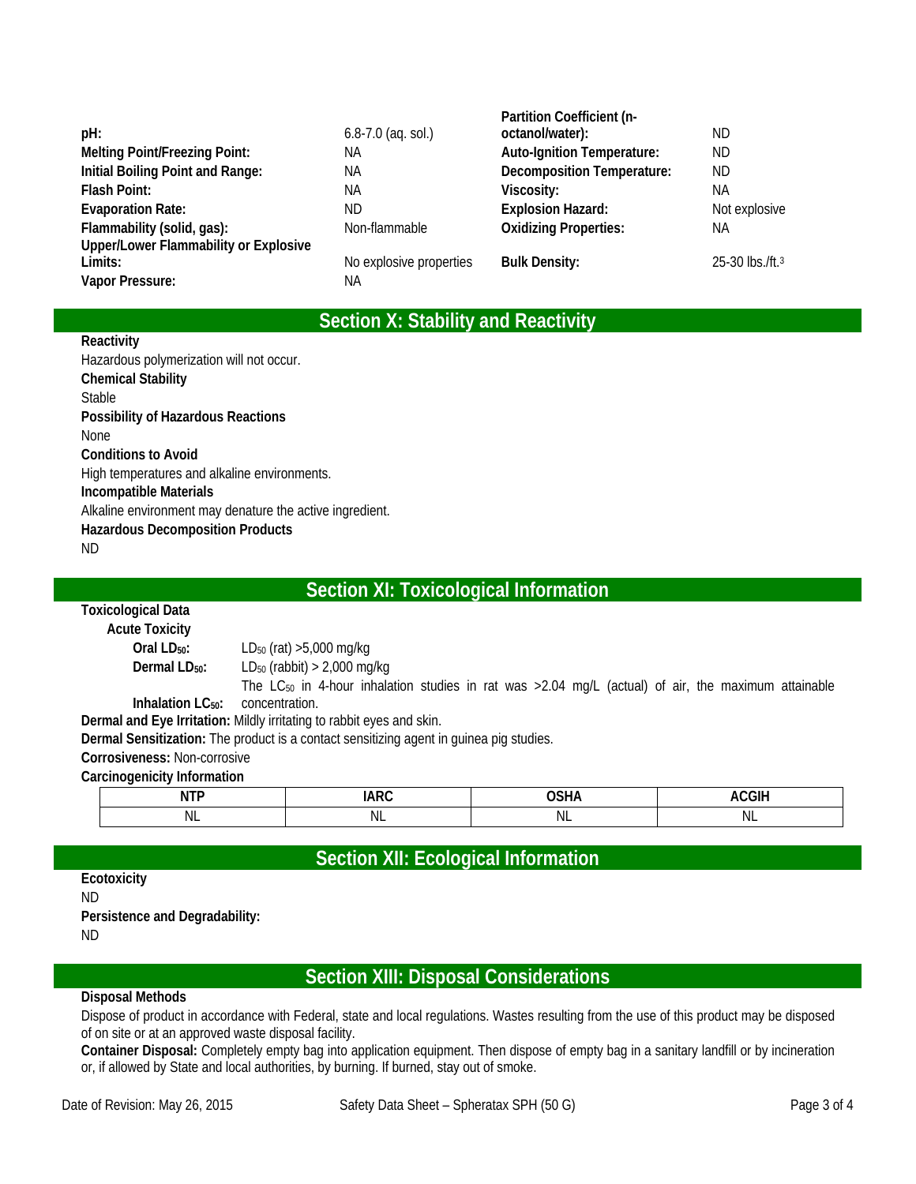| | | | |
|---|---|---|---|
| **pH:** | 6.8-7.0 (aq. sol.) | **Partition Coefficient (n-octanol/water):** | ND |
| **Melting Point/Freezing Point:** | NA | **Auto-Ignition Temperature:** | ND |
| **Initial Boiling Point and Range:** | NA | **Decomposition Temperature:** | ND |
| **Flash Point:** | NA | **Viscosity:** | NA |
| **Evaporation Rate:** | ND | **Explosion Hazard:** | Not explosive |
| **Flammability (solid, gas):** | Non-flammable | **Oxidizing Properties:** | NA |
| **Upper/Lower Flammability or Explosive Limits:** | No explosive properties | **Bulk Density:** | 25-30 lbs./ft.$^3$ |
| **Vapor Pressure:** | NA | | |

## Section X: Stability and Reactivity

**Reactivity**
Hazardous polymerization will not occur.

**Chemical Stability**
Stable

**Possibility of Hazardous Reactions**
None

**Conditions to Avoid**
High temperatures and alkaline environments.

**Incompatible Materials**
Alkaline environment may denature the active ingredient.

**Hazardous Decomposition Products**
ND

## Section XI: Toxicological Information

**Toxicological Data**

**Acute Toxicity**

**Oral $LD_{50}$:** $LD_{50}$ (rat) >5,000 mg/kg

**Dermal $LD_{50}$:** $LD_{50}$ (rabbit) > 2,000 mg/kg

**Inhalation $LC_{50}$:** The $LC_{50}$ in 4-hour inhalation studies in rat was >2.04 mg/L (actual) of air, the maximum attainable concentration.

**Dermal and Eye Irritation:** Mildly irritating to rabbit eyes and skin.

**Dermal Sensitization:** The product is a contact sensitizing agent in guinea pig studies.

**Corrosiveness:** Non-corrosive

**Carcinogenicity Information**

| NTP | IARC | OSHA | ACGIH |
|---|---|---|---|
| NL | NL | NL | NL |

## Section XII: Ecological Information

**Ecotoxicity**
ND

**Persistence and Degradability:**
ND

## Section XIII: Disposal Considerations

**Disposal Methods**
Dispose of product in accordance with Federal, state and local regulations. Wastes resulting from the use of this product may be disposed of on site or at an approved waste disposal facility.

**Container Disposal:** Completely empty bag into application equipment. Then dispose of empty bag in a sanitary landfill or by incineration or, if allowed by State and local authorities, by burning. If burned, stay out of smoke.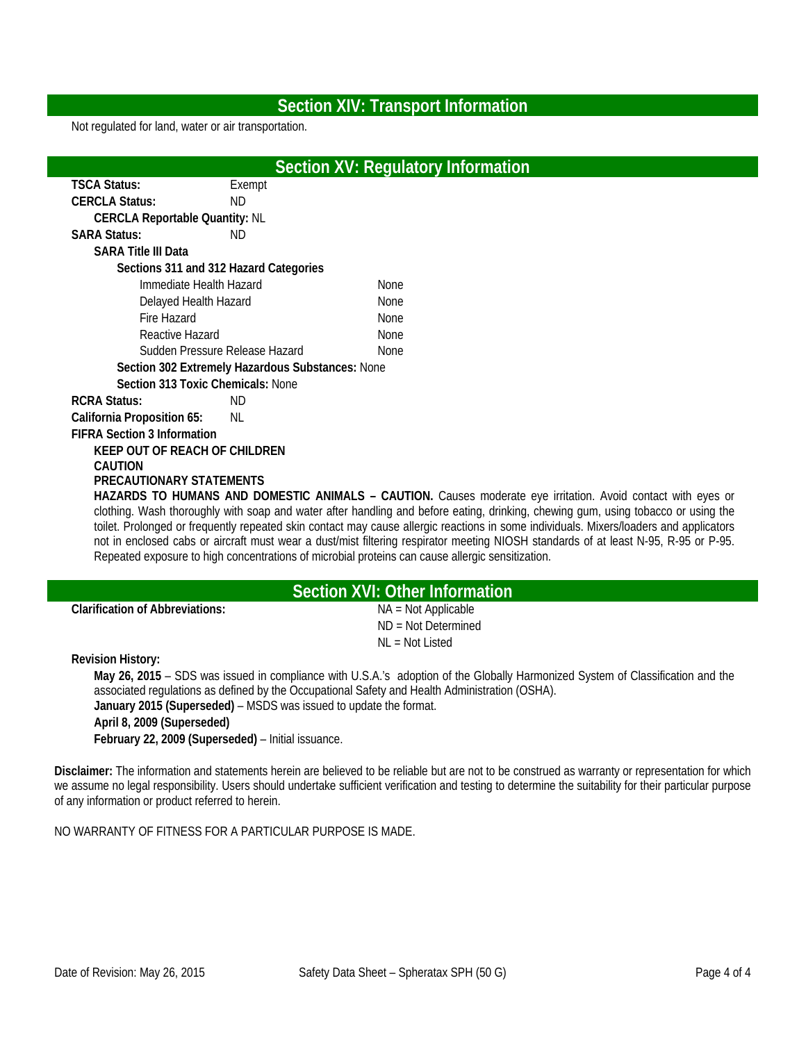## Section XIV: Transport Information

Not regulated for land, water or air transportation.

## Section XV: Regulatory Information

**TSCA Status:** Exempt

**CERCLA Status:** ND

**CERCLA Reportable Quantity:** NL

**SARA Status:** ND

**SARA Title III Data**

**Sections 311 and 312 Hazard Categories**

| | |
|---|---|
| Immediate Health Hazard | None |
| Delayed Health Hazard | None |
| Fire Hazard | None |
| Reactive Hazard | None |
| Sudden Pressure Release Hazard | None |

**Section 302 Extremely Hazardous Substances:** None

**Section 313 Toxic Chemicals:** None

**RCRA Status:** ND

**California Proposition 65:** NL

**FIFRA Section 3 Information**

**KEEP OUT OF REACH OF CHILDREN**

**CAUTION**

**PRECAUTIONARY STATEMENTS**

**HAZARDS TO HUMANS AND DOMESTIC ANIMALS – CAUTION.** Causes moderate eye irritation. Avoid contact with eyes or clothing. Wash thoroughly with soap and water after handling and before eating, drinking, chewing gum, using tobacco or using the toilet. Prolonged or frequently repeated skin contact may cause allergic reactions in some individuals. Mixers/loaders and applicators not in enclosed cabs or aircraft must wear a dust/mist filtering respirator meeting NIOSH standards of at least N-95, R-95 or P-95. Repeated exposure to high concentrations of microbial proteins can cause allergic sensitization.

## Section XVI: Other Information

**Clarification of Abbreviations:**

NA = Not Applicable

ND = Not Determined

NL = Not Listed

**Revision History:**

**May 26, 2015** – SDS was issued in compliance with U.S.A.'s adoption of the Globally Harmonized System of Classification and the associated regulations as defined by the Occupational Safety and Health Administration (OSHA).

**January 2015 (Superseded)** – MSDS was issued to update the format.

**April 8, 2009 (Superseded)**

**February 22, 2009 (Superseded)** – Initial issuance.

**Disclaimer:** The information and statements herein are believed to be reliable but are not to be construed as warranty or representation for which we assume no legal responsibility. Users should undertake sufficient verification and testing to determine the suitability for their particular purpose of any information or product referred to herein.

NO WARRANTY OF FITNESS FOR A PARTICULAR PURPOSE IS MADE.